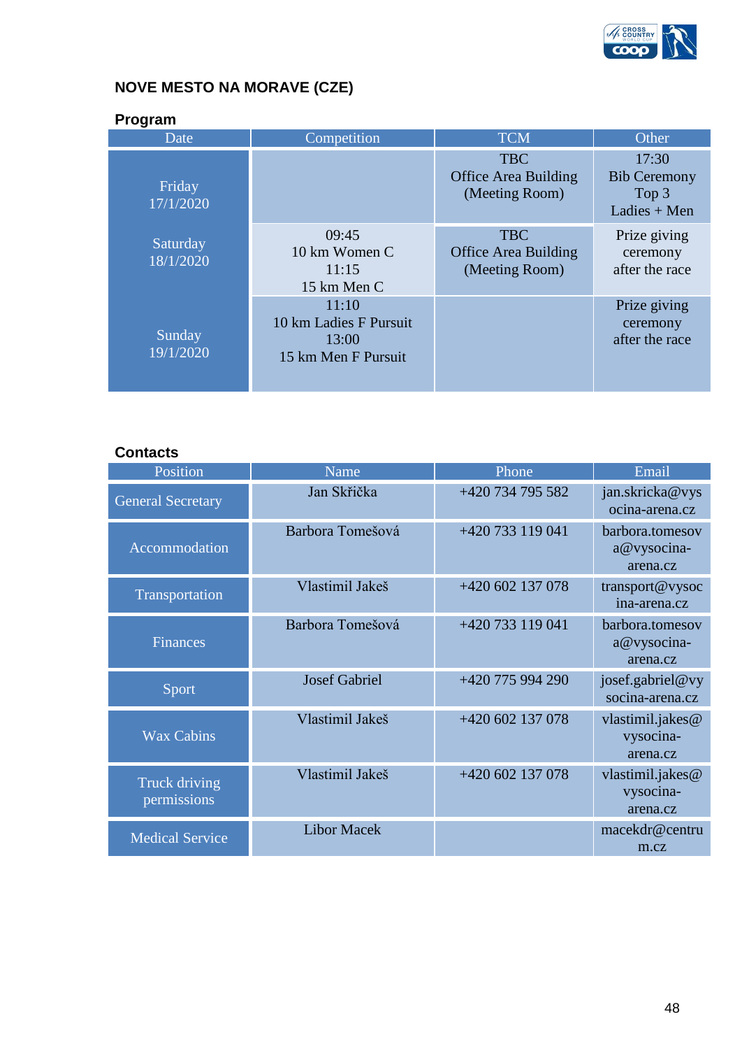## NOVE MESTO NA MORAVE (CZE)

### Program

| Date | Competition | TCM | Other |
|---|---|---|---|
| Friday 17/1/2020 | | TBC Office Area Building (Meeting Room) | 17:30 Bib Ceremony Top 3 Ladies + Men |
| Saturday 18/1/2020 | 09:45 10 km Women C 11:15 15 km Men C | TBC Office Area Building (Meeting Room) | Prize giving ceremony after the race |
| Sunday 19/1/2020 | 11:10 10 km Ladies F Pursuit 13:00 15 km Men F Pursuit | | Prize giving ceremony after the race |

### Contacts

| Position | Name | Phone | Email |
|---|---|---|---|
| General Secretary | Jan Skřička | +420 734 795 582 | jan.skricka@vysocina-arena.cz |
| Accommodation | Barbora Tomešová | +420 733 119 041 | barbora.tomesova@vysocina-arena.cz |
| Transportation | Vlastimil Jakeš | +420 602 137 078 | transport@vysocina-arena.cz |
| Finances | Barbora Tomešová | +420 733 119 041 | barbora.tomesova@vysocina-arena.cz |
| Sport | Josef Gabriel | +420 775 994 290 | josef.gabriel@vysocina-arena.cz |
| Wax Cabins | Vlastimil Jakeš | +420 602 137 078 | vlastimil.jakes@vysocina-arena.cz |
| Truck driving permissions | Vlastimil Jakeš | +420 602 137 078 | vlastimil.jakes@vysocina-arena.cz |
| Medical Service | Libor Macek | | macekdr@centrum.cz |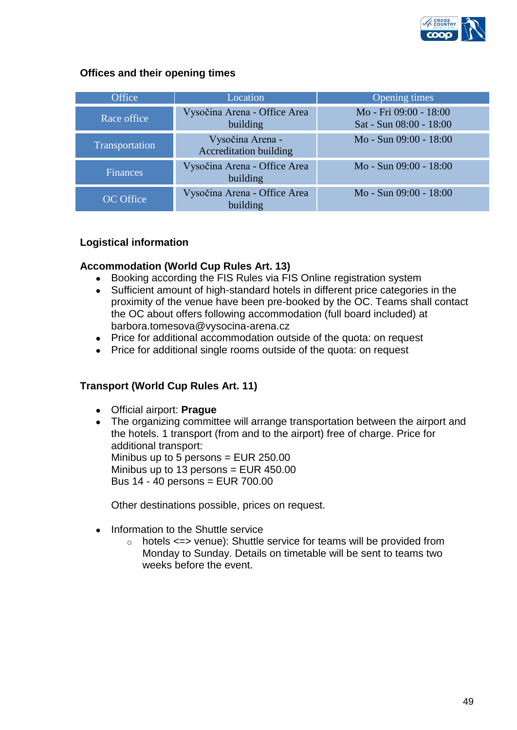### Offices and their opening times

| Office | Location | Opening times |
|---|---|---|
| Race office | Vysočina Arena - Office Area building | Mo - Fri 09:00 - 18:00<br>Sat - Sun 08:00 - 18:00 |
| Transportation | Vysočina Arena - Accreditation building | Mo - Sun 09:00 - 18:00 |
| Finances | Vysočina Arena - Office Area building | Mo - Sun 09:00 - 18:00 |
| OC Office | Vysočina Arena - Office Area building | Mo - Sun 09:00 - 18:00 |

### Logistical information

#### Accommodation (World Cup Rules Art. 13)

- Booking according the FIS Rules via FIS Online registration system
- Sufficient amount of high-standard hotels in different price categories in the proximity of the venue have been pre-booked by the OC. Teams shall contact the OC about offers following accommodation (full board included) at barbora.tomesova@vysocina-arena.cz
- Price for additional accommodation outside of the quota: on request
- Price for additional single rooms outside of the quota: on request

#### Transport (World Cup Rules Art. 11)

- Official airport: **Prague**
- The organizing committee will arrange transportation between the airport and the hotels. 1 transport (from and to the airport) free of charge. Price for additional transport:
  Minibus up to 5 persons = EUR 250.00
  Minibus up to 13 persons = EUR 450.00
  Bus 14 - 40 persons = EUR 700.00

  Other destinations possible, prices on request.

- Information to the Shuttle service
  - hotels <=> venue): Shuttle service for teams will be provided from Monday to Sunday. Details on timetable will be sent to teams two weeks before the event.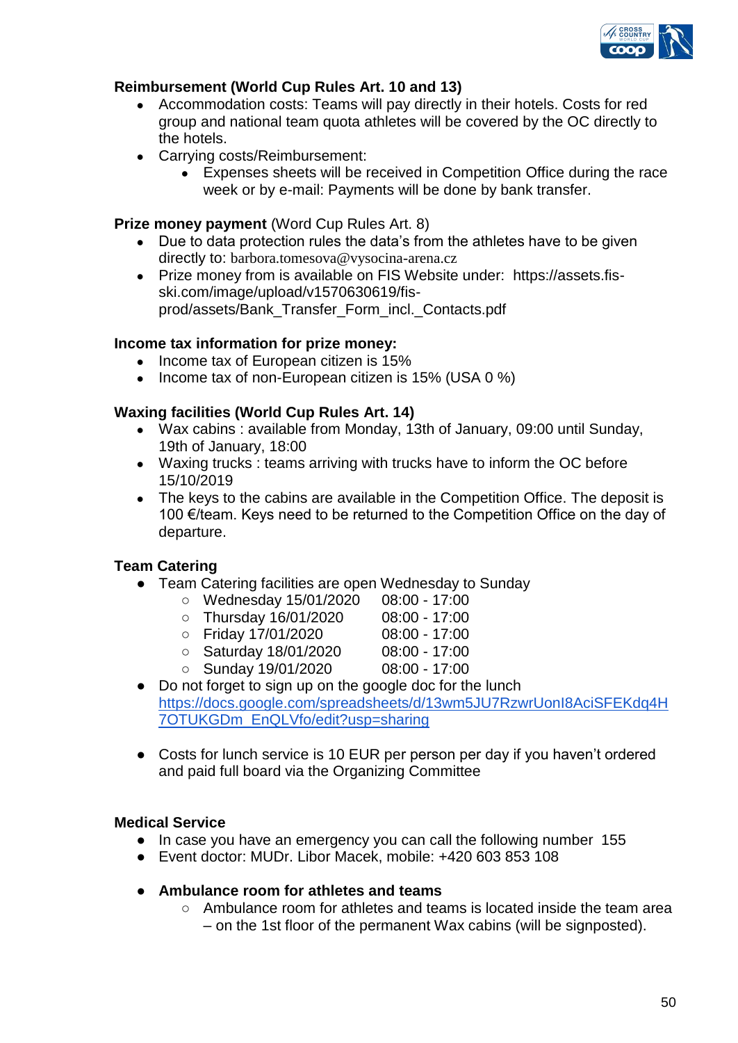**Reimbursement (World Cup Rules Art. 10 and 13)**

- Accommodation costs: Teams will pay directly in their hotels. Costs for red group and national team quota athletes will be covered by the OC directly to the hotels.
- Carrying costs/Reimbursement:
  - Expenses sheets will be received in Competition Office during the race week or by e-mail: Payments will be done by bank transfer.

**Prize money payment** (Word Cup Rules Art. 8)

- Due to data protection rules the data's from the athletes have to be given directly to: barbora.tomesova@vysocina-arena.cz
- Prize money from is available on FIS Website under: https://assets.fis-ski.com/image/upload/v1570630619/fis-prod/assets/Bank_Transfer_Form_incl._Contacts.pdf

**Income tax information for prize money:**

- Income tax of European citizen is 15%
- Income tax of non-European citizen is 15% (USA 0 %)

**Waxing facilities (World Cup Rules Art. 14)**

- Wax cabins : available from Monday, 13th of January, 09:00 until Sunday, 19th of January, 18:00
- Waxing trucks : teams arriving with trucks have to inform the OC before 15/10/2019
- The keys to the cabins are available in the Competition Office. The deposit is 100 €/team. Keys need to be returned to the Competition Office on the day of departure.

**Team Catering**

- Team Catering facilities are open Wednesday to Sunday
  - Wednesday 15/01/2020 08:00 - 17:00
  - Thursday 16/01/2020 08:00 - 17:00
  - Friday 17/01/2020 08:00 - 17:00
  - Saturday 18/01/2020 08:00 - 17:00
  - Sunday 19/01/2020 08:00 - 17:00
- Do not forget to sign up on the google doc for the lunch https://docs.google.com/spreadsheets/d/13wm5JU7RzwrUonI8AciSFEKdq4H7OTUKGDm_EnQLVfo/edit?usp=sharing

- Costs for lunch service is 10 EUR per person per day if you haven't ordered and paid full board via the Organizing Committee

**Medical Service**

- In case you have an emergency you can call the following number 155
- Event doctor: MUDr. Libor Macek, mobile: +420 603 853 108

- **Ambulance room for athletes and teams**
  - Ambulance room for athletes and teams is located inside the team area – on the 1st floor of the permanent Wax cabins (will be signposted).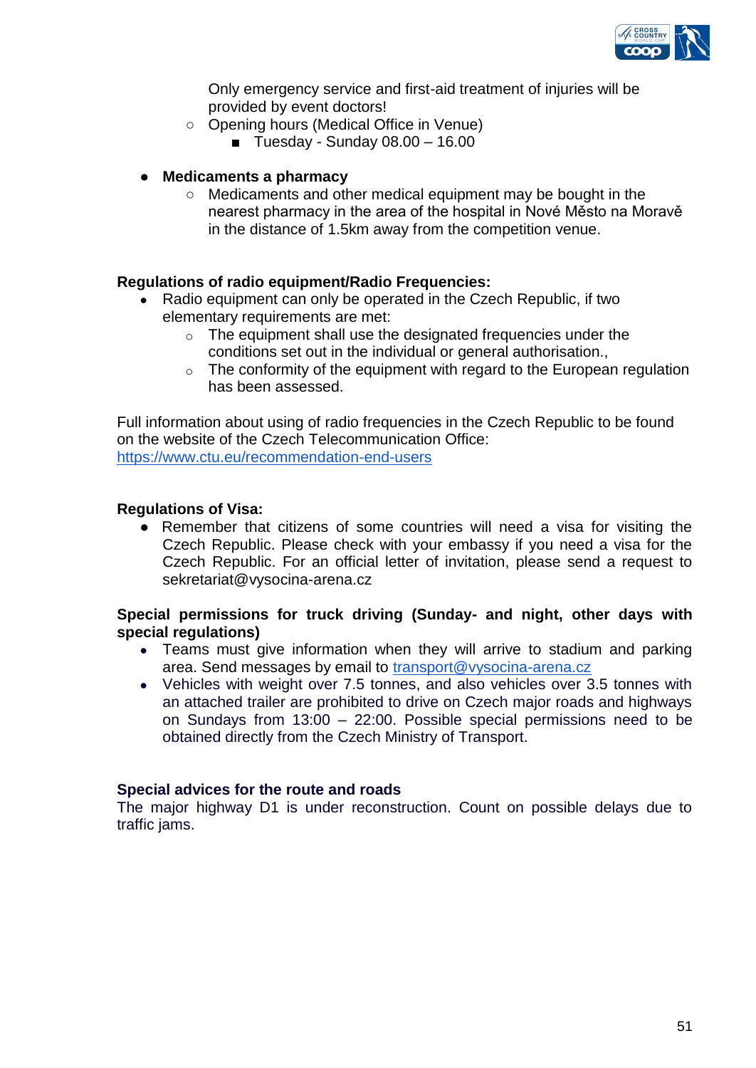Only emergency service and first-aid treatment of injuries will be provided by event doctors!

- Opening hours (Medical Office in Venue)
  - Tuesday - Sunday 08.00 – 16.00

- **Medicaments a pharmacy**
  - Medicaments and other medical equipment may be bought in the nearest pharmacy in the area of the hospital in Nové Město na Moravě in the distance of 1.5km away from the competition venue.

**Regulations of radio equipment/Radio Frequencies:**

- Radio equipment can only be operated in the Czech Republic, if two elementary requirements are met:
  - The equipment shall use the designated frequencies under the conditions set out in the individual or general authorisation.,
  - The conformity of the equipment with regard to the European regulation has been assessed.

Full information about using of radio frequencies in the Czech Republic to be found on the website of the Czech Telecommunication Office:
https://www.ctu.eu/recommendation-end-users

**Regulations of Visa:**

- Remember that citizens of some countries will need a visa for visiting the Czech Republic. Please check with your embassy if you need a visa for the Czech Republic. For an official letter of invitation, please send a request to sekretariat@vysocina-arena.cz

**Special permissions for truck driving (Sunday- and night, other days with special regulations)**

- Teams must give information when they will arrive to stadium and parking area. Send messages by email to transport@vysocina-arena.cz
- Vehicles with weight over 7.5 tonnes, and also vehicles over 3.5 tonnes with an attached trailer are prohibited to drive on Czech major roads and highways on Sundays from 13:00 – 22:00. Possible special permissions need to be obtained directly from the Czech Ministry of Transport.

**Special advices for the route and roads**

The major highway D1 is under reconstruction. Count on possible delays due to traffic jams.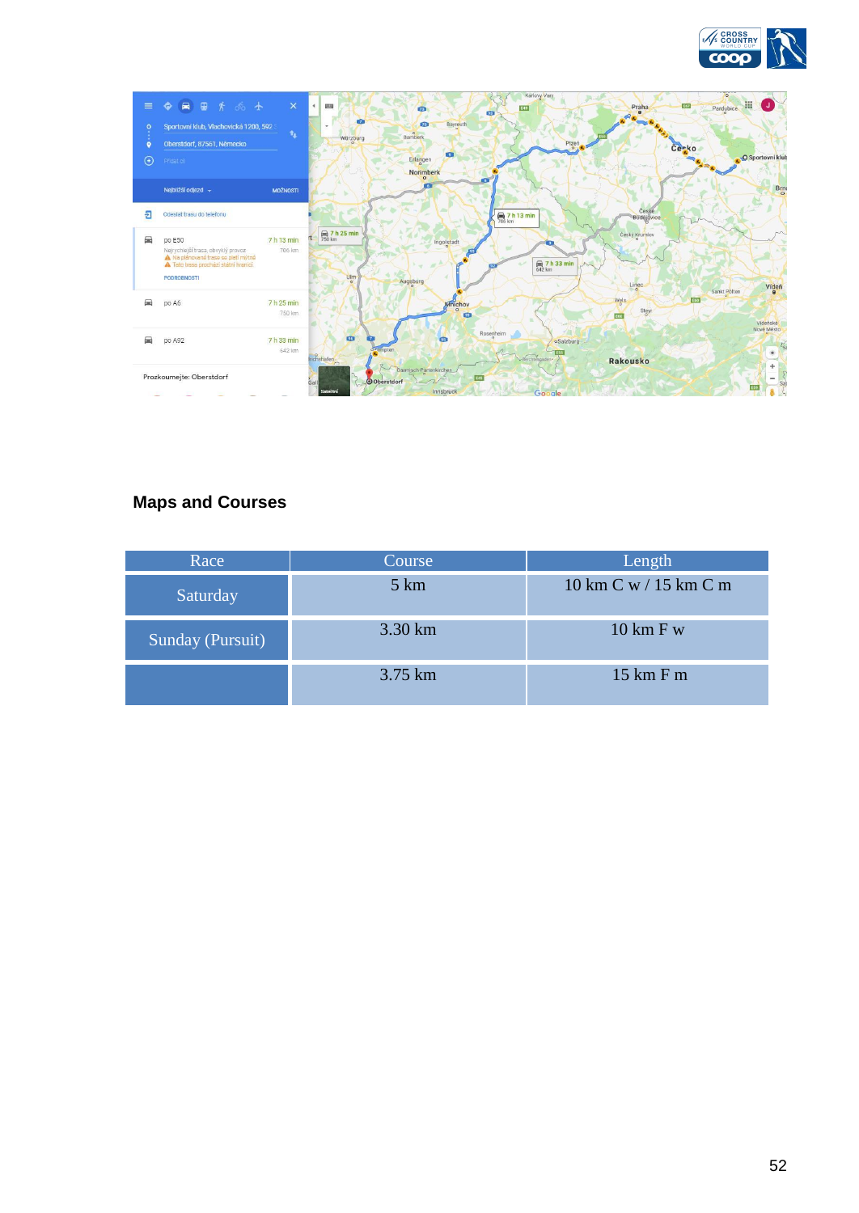## Maps and Courses

| Race | Course | Length |
|---|---|---|
| Saturday | 5 km | 10 km C w / 15 km C m |
| Sunday (Pursuit) | 3.30 km | 10 km F w |
| | 3.75 km | 15 km F m |